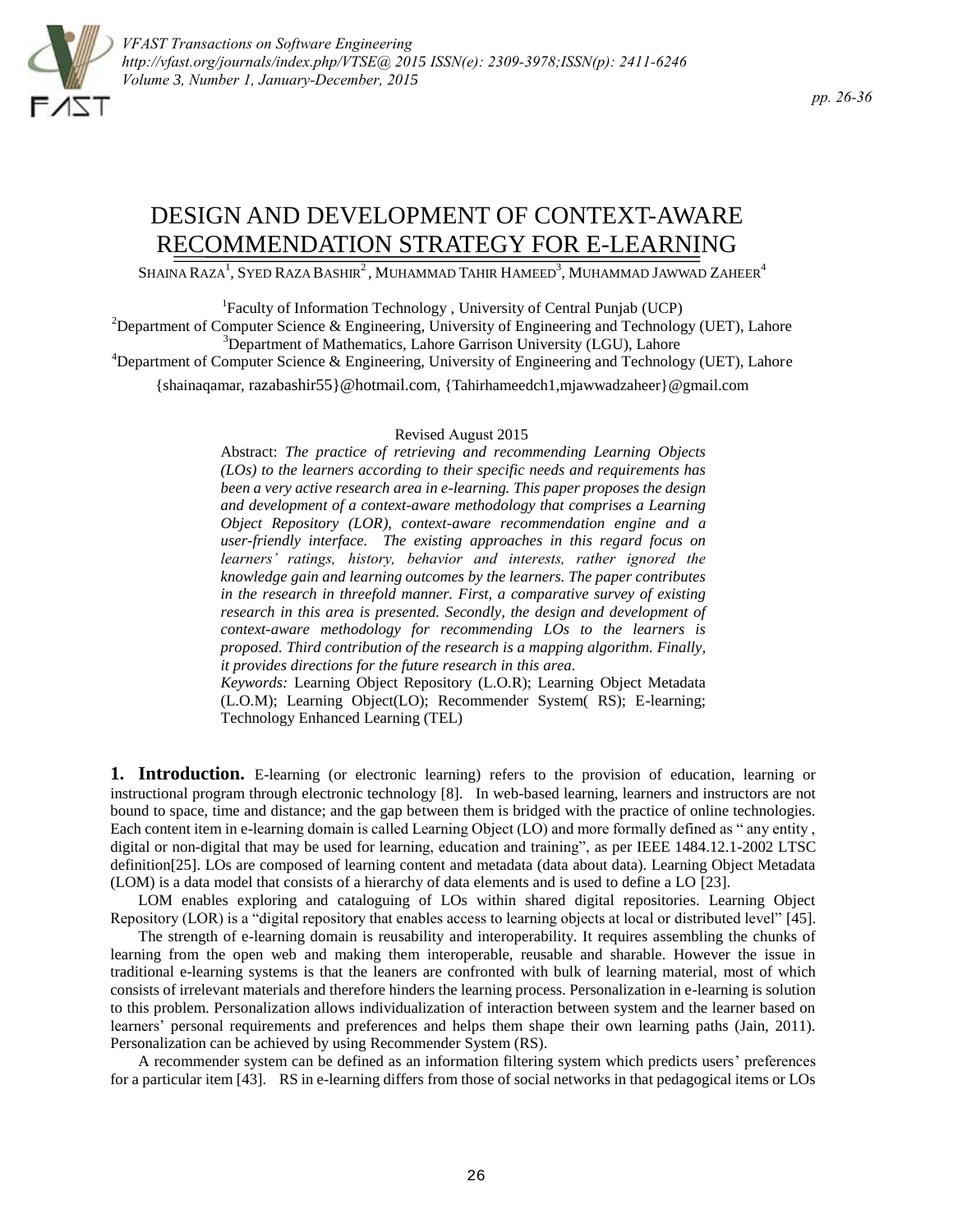# DESIGN AND DEVELOPMENT OF CONTEXT-AWARE RECOMMENDATION STRATEGY FOR E-LEARNING

SHAINA RAZA[1], SYED RAZA BASHIR[2], MUHAMMAD TAHIR HAMEED[3], MUHAMMAD JAWWAD ZAHEER[4]

[1]Faculty of Information Technology, University of Central Punjab (UCP)
[2]Department of Computer Science & Engineering, University of Engineering and Technology (UET), Lahore
[3]Department of Mathematics, Lahore Garrison University (LGU), Lahore
[4]Department of Computer Science & Engineering, University of Engineering and Technology (UET), Lahore

{shainaqamar, razabashir55}@hotmail.com, {Tahirhameedch1,mjawwadzaheer}@gmail.com

Revised August 2015

Abstract: *The practice of retrieving and recommending Learning Objects (LOs) to the learners according to their specific needs and requirements has been a very active research area in e-learning. This paper proposes the design and development of a context-aware methodology that comprises a Learning Object Repository (LOR), context-aware recommendation engine and a user-friendly interface. The existing approaches in this regard focus on learners' ratings, history, behavior and interests, rather ignored the knowledge gain and learning outcomes by the learners. The paper contributes in the research in threefold manner. First, a comparative survey of existing research in this area is presented. Secondly, the design and development of context-aware methodology for recommending LOs to the learners is proposed. Third contribution of the research is a mapping algorithm. Finally, it provides directions for the future research in this area.*

*Keywords:* Learning Object Repository (L.O.R); Learning Object Metadata (L.O.M); Learning Object(LO); Recommender System( RS); E-learning; Technology Enhanced Learning (TEL)

**1. Introduction.** E-learning (or electronic learning) refers to the provision of education, learning or instructional program through electronic technology [8]. In web-based learning, learners and instructors are not bound to space, time and distance; and the gap between them is bridged with the practice of online technologies. Each content item in e-learning domain is called Learning Object (LO) and more formally defined as " any entity , digital or non-digital that may be used for learning, education and training", as per IEEE 1484.12.1-2002 LTSC definition[25]. LOs are composed of learning content and metadata (data about data). Learning Object Metadata (LOM) is a data model that consists of a hierarchy of data elements and is used to define a LO [23].

LOM enables exploring and cataloguing of LOs within shared digital repositories. Learning Object Repository (LOR) is a "digital repository that enables access to learning objects at local or distributed level" [45].

The strength of e-learning domain is reusability and interoperability. It requires assembling the chunks of learning from the open web and making them interoperable, reusable and sharable. However the issue in traditional e-learning systems is that the leaners are confronted with bulk of learning material, most of which consists of irrelevant materials and therefore hinders the learning process. Personalization in e-learning is solution to this problem. Personalization allows individualization of interaction between system and the learner based on learners' personal requirements and preferences and helps them shape their own learning paths (Jain, 2011). Personalization can be achieved by using Recommender System (RS).

A recommender system can be defined as an information filtering system which predicts users' preferences for a particular item [43]. RS in e-learning differs from those of social networks in that pedagogical items or LOs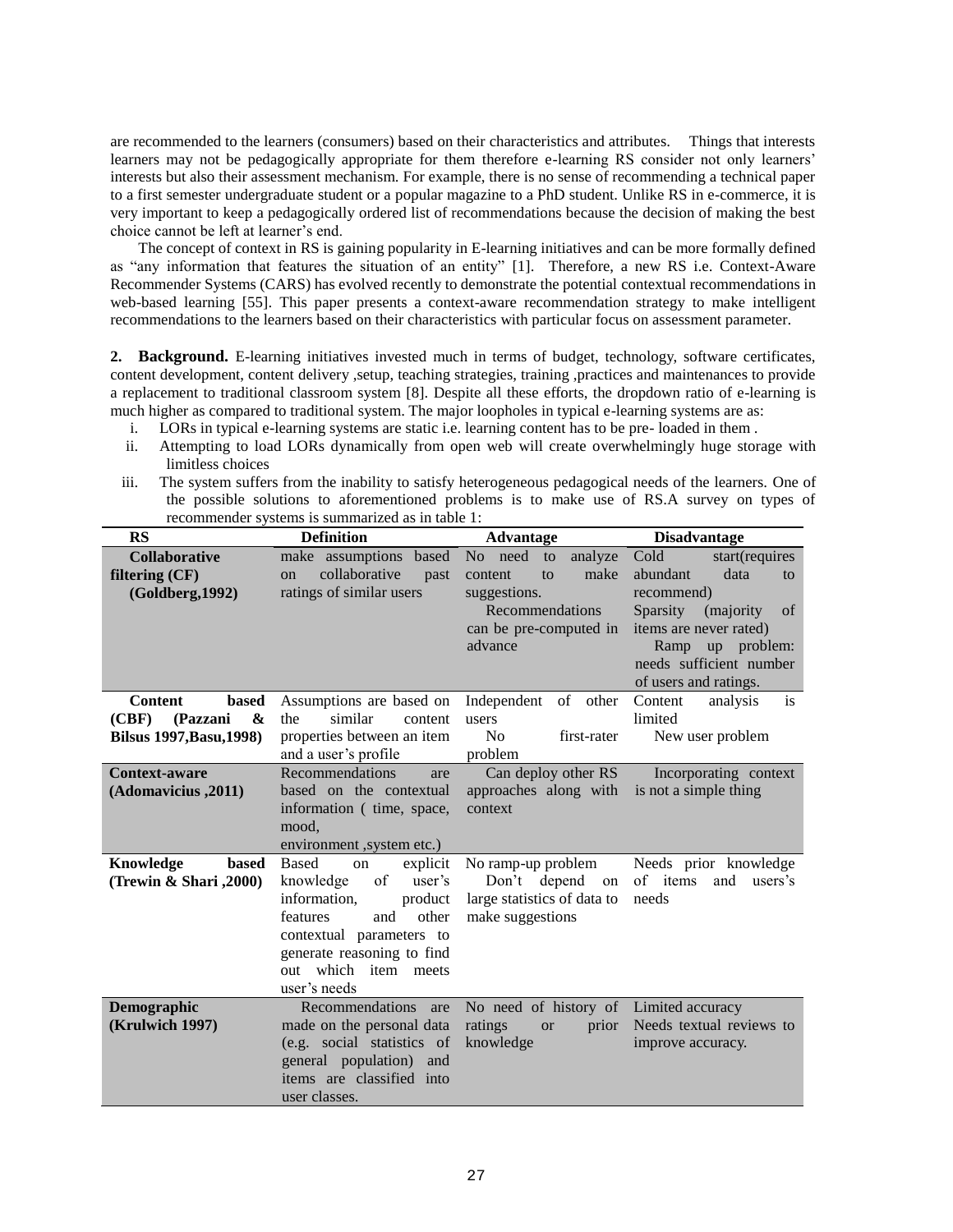are recommended to the learners (consumers) based on their characteristics and attributes. Things that interests learners may not be pedagogically appropriate for them therefore e-learning RS consider not only learners' interests but also their assessment mechanism. For example, there is no sense of recommending a technical paper to a first semester undergraduate student or a popular magazine to a PhD student. Unlike RS in e-commerce, it is very important to keep a pedagogically ordered list of recommendations because the decision of making the best choice cannot be left at learner's end.

The concept of context in RS is gaining popularity in E-learning initiatives and can be more formally defined as "any information that features the situation of an entity" [1]. Therefore, a new RS i.e. Context-Aware Recommender Systems (CARS) has evolved recently to demonstrate the potential contextual recommendations in web-based learning [55]. This paper presents a context-aware recommendation strategy to make intelligent recommendations to the learners based on their characteristics with particular focus on assessment parameter.

**2. Background.** E-learning initiatives invested much in terms of budget, technology, software certificates, content development, content delivery ,setup, teaching strategies, training ,practices and maintenances to provide a replacement to traditional classroom system [8]. Despite all these efforts, the dropdown ratio of e-learning is much higher as compared to traditional system. The major loopholes in typical e-learning systems are as:

i. LORs in typical e-learning systems are static i.e. learning content has to be pre- loaded in them .
ii. Attempting to load LORs dynamically from open web will create overwhelmingly huge storage with limitless choices
iii. The system suffers from the inability to satisfy heterogeneous pedagogical needs of the learners. One of the possible solutions to aforementioned problems is to make use of RS.A survey on types of recommender systems is summarized as in table 1:

| RS | Definition | Advantage | Disadvantage |
|---|---|---|---|
| **Collaborative filtering (CF) (Goldberg,1992)** | make assumptions based on collaborative past ratings of similar users | No need to analyze content to make suggestions. Recommendations can be pre-computed in advance | Cold start(requires abundant data to recommend) Sparsity (majority of items are never rated) Ramp up problem: needs sufficient number of users and ratings. |
| **Content based (CBF) (Pazzani & Bilsus 1997,Basu,1998)** | Assumptions are based on the similar content properties between an item and a user's profile | Independent of other users No first-rater problem | Content analysis is limited New user problem |
| **Context-aware (Adomavicius ,2011)** | Recommendations are based on the contextual information ( time, space, mood, environment ,system etc.) | Can deploy other RS approaches along with context | Incorporating context is not a simple thing |
| **Knowledge based (Trewin & Shari ,2000)** | Based on explicit knowledge of user's information, product features and other contextual parameters to generate reasoning to find out which item meets user's needs | No ramp-up problem Don't depend on large statistics of data to make suggestions | Needs prior knowledge of items and users's needs |
| **Demographic (Krulwich 1997)** | Recommendations are made on the personal data (e.g. social statistics of general population) and items are classified into user classes. | No need of history of ratings or prior knowledge | Limited accuracy Needs textual reviews to improve accuracy. |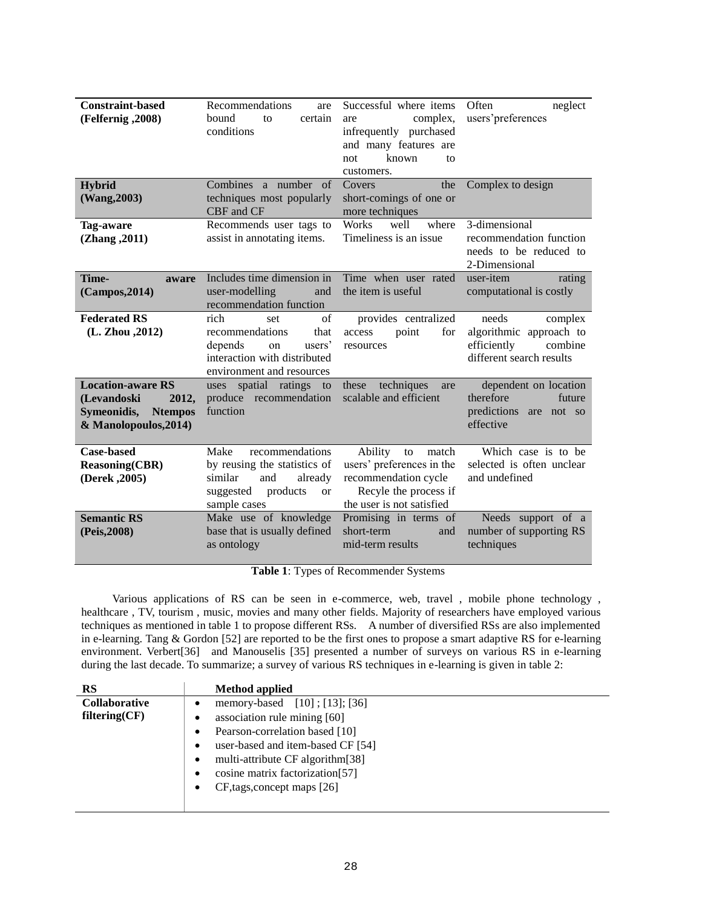| | | | |
|---|---|---|---|
| **Constraint-based (Felfernig ,2008)** | Recommendations are bound to certain conditions | Successful where items are complex, infrequently purchased and many features are not known to customers. | Often neglect users'preferences |
| **Hybrid (Wang,2003)** | Combines a number of techniques most popularly CBF and CF | Covers the short-comings of one or more techniques | Complex to design |
| **Tag-aware (Zhang ,2011)** | Recommends user tags to assist in annotating items. | Works well where Timeliness is an issue | 3-dimensional recommendation function needs to be reduced to 2-Dimensional |
| **Time- aware (Campos,2014)** | Includes time dimension in user-modelling and recommendation function | Time when user rated the item is useful | user-item rating computational is costly |
| **Federated RS (L. Zhou ,2012)** | rich set of recommendations that depends on users' interaction with distributed environment and resources | provides centralized access point for resources | needs complex algorithmic approach to efficiently combine different search results |
| **Location-aware RS (Levandoski 2012, Symeonidis, Ntempos & Manolopoulos,2014)** | uses spatial ratings to produce recommendation function | these techniques are scalable and efficient | dependent on location therefore future predictions are not so effective |
| **Case-based Reasoning(CBR) (Derek ,2005)** | Make recommendations by reusing the statistics of similar and already suggested products or sample cases | Ability to match users' preferences in the recommendation cycle Recyle the process if the user is not satisfied | Which case is to be selected is often unclear and undefined |
| **Semantic RS (Peis,2008)** | Make use of knowledge base that is usually defined as ontology | Promising in terms of short-term and mid-term results | Needs support of a number of supporting RS techniques |

**Table 1**: Types of Recommender Systems

Various applications of RS can be seen in e-commerce, web, travel , mobile phone technology , healthcare , TV, tourism , music, movies and many other fields. Majority of researchers have employed various techniques as mentioned in table 1 to propose different RSs. A number of diversified RSs are also implemented in e-learning. Tang & Gordon [52] are reported to be the first ones to propose a smart adaptive RS for e-learning environment. Verbert[36] and Manouselis [35] presented a number of surveys on various RS in e-learning during the last decade. To summarize; a survey of various RS techniques in e-learning is given in table 2:

| RS | Method applied |
|---|---|
| **Collaborative filtering(CF)** | • memory-based [10] ; [13]; [36]<br>• association rule mining [60]<br>• Pearson-correlation based [10]<br>• user-based and item-based CF [54]<br>• multi-attribute CF algorithm[38]<br>• cosine matrix factorization[57]<br>• CF,tags,concept maps [26] |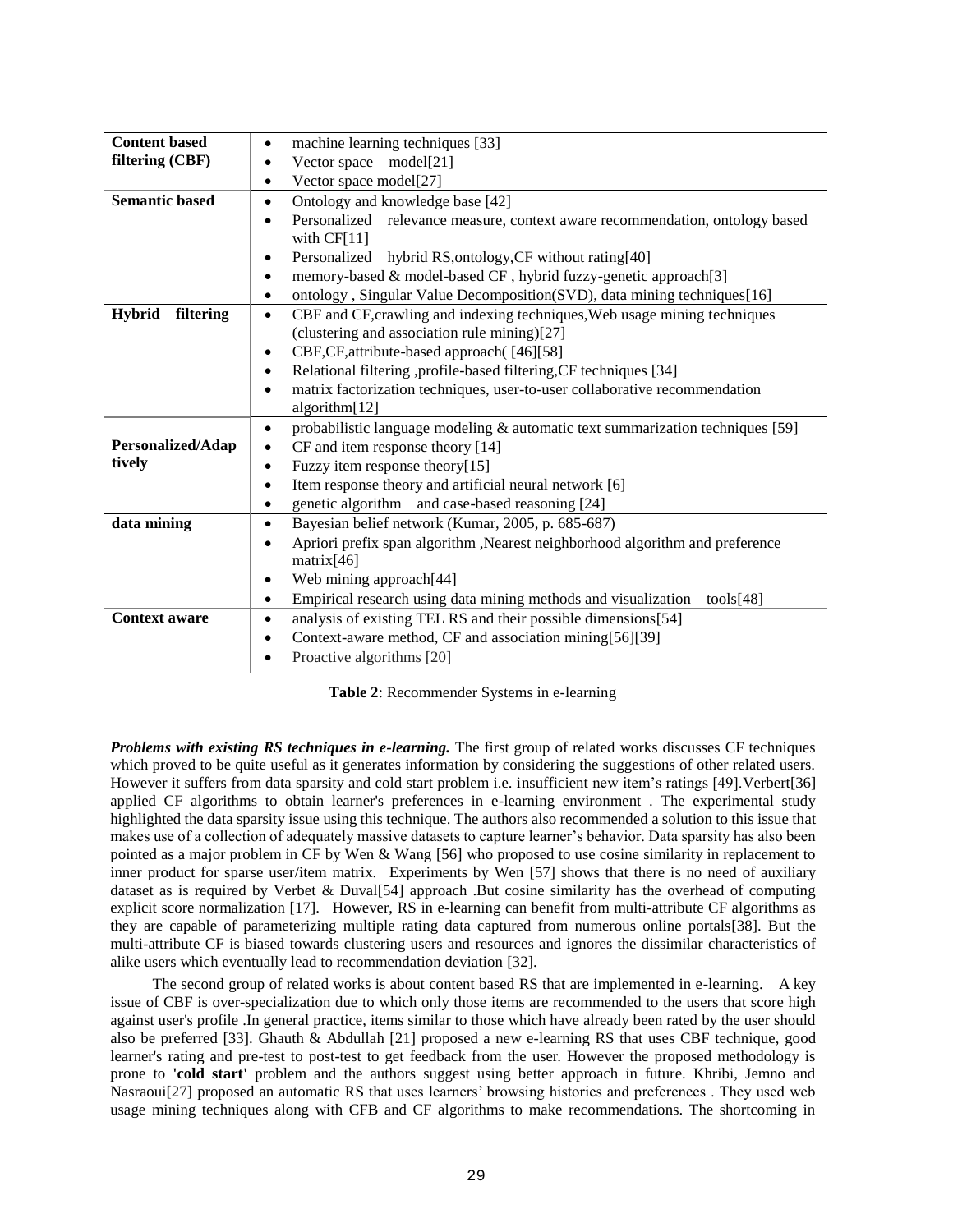| | |
|---|---|
| **Content based filtering (CBF)** | • machine learning techniques [33]<br>• Vector space model[21]<br>• Vector space model[27] |
| **Semantic based** | • Ontology and knowledge base [42]<br>• Personalized relevance measure, context aware recommendation, ontology based with CF[11]<br>• Personalized hybrid RS,ontology,CF without rating[40]<br>• memory-based & model-based CF , hybrid fuzzy-genetic approach[3]<br>• ontology , Singular Value Decomposition(SVD), data mining techniques[16] |
| **Hybrid filtering** | • CBF and CF,crawling and indexing techniques,Web usage mining techniques (clustering and association rule mining)[27]<br>• CBF,CF,attribute-based approach( [46][58]<br>• Relational filtering ,profile-based filtering,CF techniques [34]<br>• matrix factorization techniques, user-to-user collaborative recommendation algorithm[12] |
| **Personalized/Adaptively** | • probabilistic language modeling & automatic text summarization techniques [59]<br>• CF and item response theory [14]<br>• Fuzzy item response theory[15]<br>• Item response theory and artificial neural network [6]<br>• genetic algorithm and case-based reasoning [24] |
| **data mining** | • Bayesian belief network (Kumar, 2005, p. 685-687)<br>• Apriori prefix span algorithm ,Nearest neighborhood algorithm and preference matrix[46]<br>• Web mining approach[44]<br>• Empirical research using data mining methods and visualization tools[48] |
| **Context aware** | • analysis of existing TEL RS and their possible dimensions[54]<br>• Context-aware method, CF and association mining[56][39]<br>• Proactive algorithms [20] |

**Table 2**: Recommender Systems in e-learning

***Problems with existing RS techniques in e-learning.*** The first group of related works discusses CF techniques which proved to be quite useful as it generates information by considering the suggestions of other related users. However it suffers from data sparsity and cold start problem i.e. insufficient new item's ratings [49].Verbert[36] applied CF algorithms to obtain learner's preferences in e-learning environment . The experimental study highlighted the data sparsity issue using this technique. The authors also recommended a solution to this issue that makes use of a collection of adequately massive datasets to capture learner's behavior. Data sparsity has also been pointed as a major problem in CF by Wen & Wang [56] who proposed to use cosine similarity in replacement to inner product for sparse user/item matrix. Experiments by Wen [57] shows that there is no need of auxiliary dataset as is required by Verbet & Duval[54] approach .But cosine similarity has the overhead of computing explicit score normalization [17]. However, RS in e-learning can benefit from multi-attribute CF algorithms as they are capable of parameterizing multiple rating data captured from numerous online portals[38]. But the multi-attribute CF is biased towards clustering users and resources and ignores the dissimilar characteristics of alike users which eventually lead to recommendation deviation [32].

The second group of related works is about content based RS that are implemented in e-learning. A key issue of CBF is over-specialization due to which only those items are recommended to the users that score high against user's profile .In general practice, items similar to those which have already been rated by the user should also be preferred [33]. Ghauth & Abdullah [21] proposed a new e-learning RS that uses CBF technique, good learner's rating and pre-test to post-test to get feedback from the user. However the proposed methodology is prone to **'cold start'** problem and the authors suggest using better approach in future. Khribi, Jemno and Nasraoui[27] proposed an automatic RS that uses learners' browsing histories and preferences . They used web usage mining techniques along with CFB and CF algorithms to make recommendations. The shortcoming in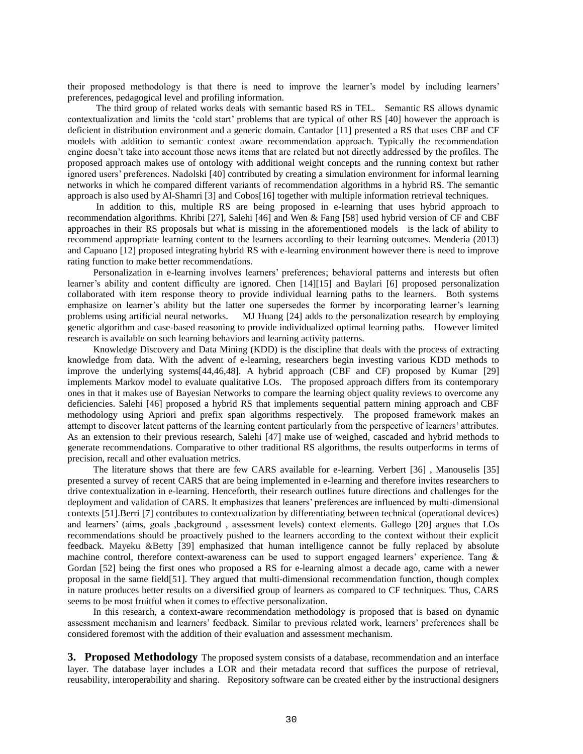their proposed methodology is that there is need to improve the learner's model by including learners' preferences, pedagogical level and profiling information.

The third group of related works deals with semantic based RS in TEL. Semantic RS allows dynamic contextualization and limits the 'cold start' problems that are typical of other RS [40] however the approach is deficient in distribution environment and a generic domain. Cantador [11] presented a RS that uses CBF and CF models with addition to semantic context aware recommendation approach. Typically the recommendation engine doesn't take into account those news items that are related but not directly addressed by the profiles. The proposed approach makes use of ontology with additional weight concepts and the running context but rather ignored users' preferences. Nadolski [40] contributed by creating a simulation environment for informal learning networks in which he compared different variants of recommendation algorithms in a hybrid RS. The semantic approach is also used by Al-Shamri [3] and Cobos[16] together with multiple information retrieval techniques.

In addition to this, multiple RS are being proposed in e-learning that uses hybrid approach to recommendation algorithms. Khribi [27], Salehi [46] and Wen & Fang [58] used hybrid version of CF and CBF approaches in their RS proposals but what is missing in the aforementioned models is the lack of ability to recommend appropriate learning content to the learners according to their learning outcomes. Menderia (2013) and Capuano [12] proposed integrating hybrid RS with e-learning environment however there is need to improve rating function to make better recommendations.

Personalization in e-learning involves learners' preferences; behavioral patterns and interests but often learner's ability and content difficulty are ignored. Chen [14][15] and Baylari [6] proposed personalization collaborated with item response theory to provide individual learning paths to the learners. Both systems emphasize on learner's ability but the latter one supersedes the former by incorporating learner's learning problems using artificial neural networks. MJ Huang [24] adds to the personalization research by employing genetic algorithm and case-based reasoning to provide individualized optimal learning paths. However limited research is available on such learning behaviors and learning activity patterns.

Knowledge Discovery and Data Mining (KDD) is the discipline that deals with the process of extracting knowledge from data. With the advent of e-learning, researchers begin investing various KDD methods to improve the underlying systems[44,46,48]. A hybrid approach (CBF and CF) proposed by Kumar [29] implements Markov model to evaluate qualitative LOs. The proposed approach differs from its contemporary ones in that it makes use of Bayesian Networks to compare the learning object quality reviews to overcome any deficiencies. Salehi [46] proposed a hybrid RS that implements sequential pattern mining approach and CBF methodology using Apriori and prefix span algorithms respectively. The proposed framework makes an attempt to discover latent patterns of the learning content particularly from the perspective of learners' attributes. As an extension to their previous research, Salehi [47] make use of weighed, cascaded and hybrid methods to generate recommendations. Comparative to other traditional RS algorithms, the results outperforms in terms of precision, recall and other evaluation metrics.

The literature shows that there are few CARS available for e-learning. Verbert [36] , Manouselis [35] presented a survey of recent CARS that are being implemented in e-learning and therefore invites researchers to drive contextualization in e-learning. Henceforth, their research outlines future directions and challenges for the deployment and validation of CARS. It emphasizes that leaners' preferences are influenced by multi-dimensional contexts [51].Berri [7] contributes to contextualization by differentiating between technical (operational devices) and learners' (aims, goals ,background , assessment levels) context elements. Gallego [20] argues that LOs recommendations should be proactively pushed to the learners according to the context without their explicit feedback. Mayeku &Betty [39] emphasized that human intelligence cannot be fully replaced by absolute machine control, therefore context-awareness can be used to support engaged learners' experience. Tang & Gordan [52] being the first ones who proposed a RS for e-learning almost a decade ago, came with a newer proposal in the same field[51]. They argued that multi-dimensional recommendation function, though complex in nature produces better results on a diversified group of learners as compared to CF techniques. Thus, CARS seems to be most fruitful when it comes to effective personalization.

In this research, a context-aware recommendation methodology is proposed that is based on dynamic assessment mechanism and learners' feedback. Similar to previous related work, learners' preferences shall be considered foremost with the addition of their evaluation and assessment mechanism.

## 3. Proposed Methodology

The proposed system consists of a database, recommendation and an interface layer. The database layer includes a LOR and their metadata record that suffices the purpose of retrieval, reusability, interoperability and sharing. Repository software can be created either by the instructional designers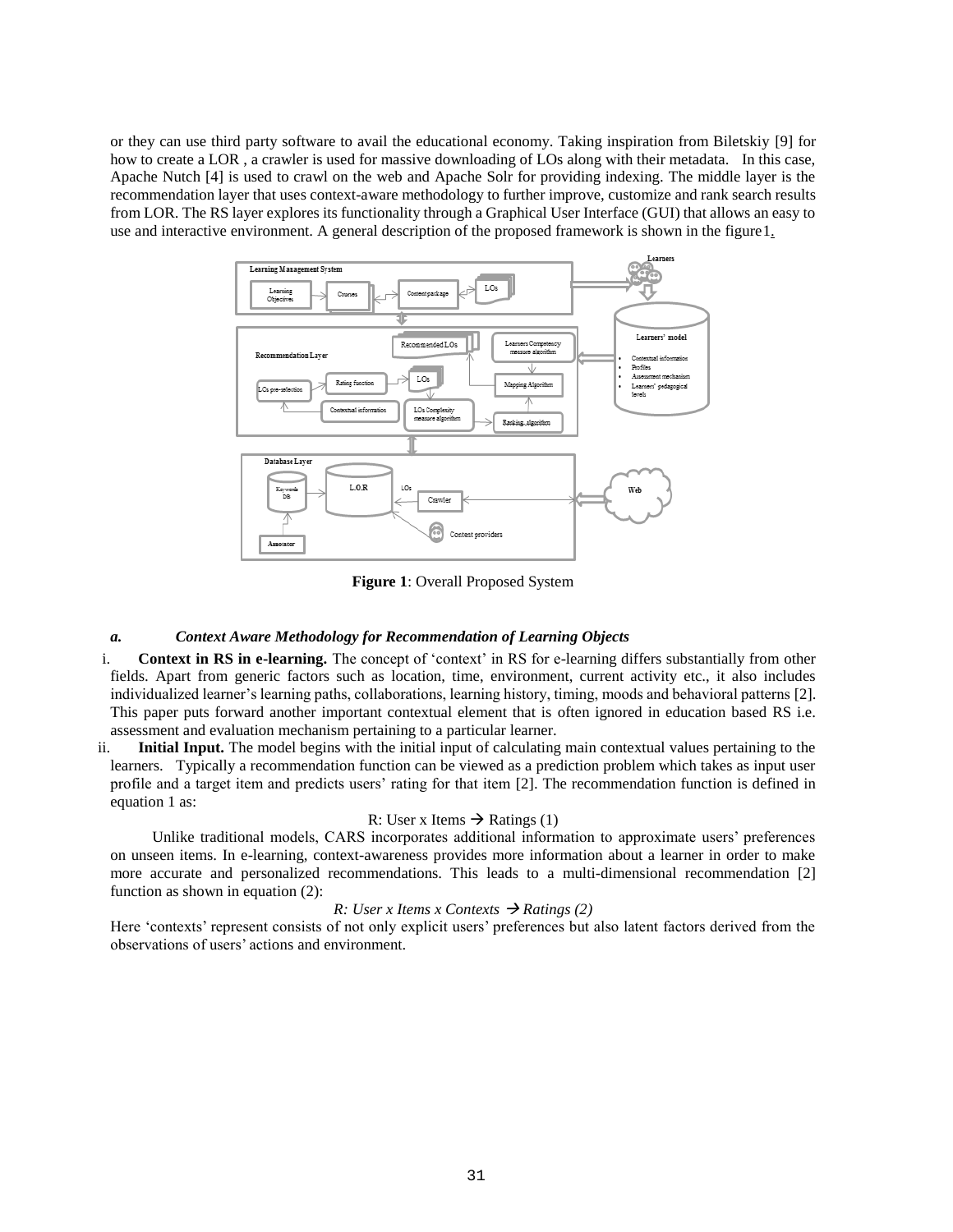or they can use third party software to avail the educational economy. Taking inspiration from Biletskiy [9] for how to create a LOR , a crawler is used for massive downloading of LOs along with their metadata. In this case, Apache Nutch [4] is used to crawl on the web and Apache Solr for providing indexing. The middle layer is the recommendation layer that uses context-aware methodology to further improve, customize and rank search results from LOR. The RS layer explores its functionality through a Graphical User Interface (GUI) that allows an easy to use and interactive environment. A general description of the proposed framework is shown in the figure1.

**Figure 1**: Overall Proposed System

#### *a. Context Aware Methodology for Recommendation of Learning Objects*

i. **Context in RS in e-learning.** The concept of 'context' in RS for e-learning differs substantially from other fields. Apart from generic factors such as location, time, environment, current activity etc., it also includes individualized learner's learning paths, collaborations, learning history, timing, moods and behavioral patterns [2]. This paper puts forward another important contextual element that is often ignored in education based RS i.e. assessment and evaluation mechanism pertaining to a particular learner.

ii. **Initial Input.** The model begins with the initial input of calculating main contextual values pertaining to the learners. Typically a recommendation function can be viewed as a prediction problem which takes as input user profile and a target item and predicts users' rating for that item [2]. The recommendation function is defined in equation 1 as:

$$R: \text{User} \times \text{Items} \rightarrow \text{Ratings} \quad (1)$$

Unlike traditional models, CARS incorporates additional information to approximate users' preferences on unseen items. In e-learning, context-awareness provides more information about a learner in order to make more accurate and personalized recommendations. This leads to a multi-dimensional recommendation [2] function as shown in equation (2):

$$R: \text{User} \times \text{Items} \times \text{Contexts} \rightarrow \text{Ratings} \quad (2)$$

Here 'contexts' represent consists of not only explicit users' preferences but also latent factors derived from the observations of users' actions and environment.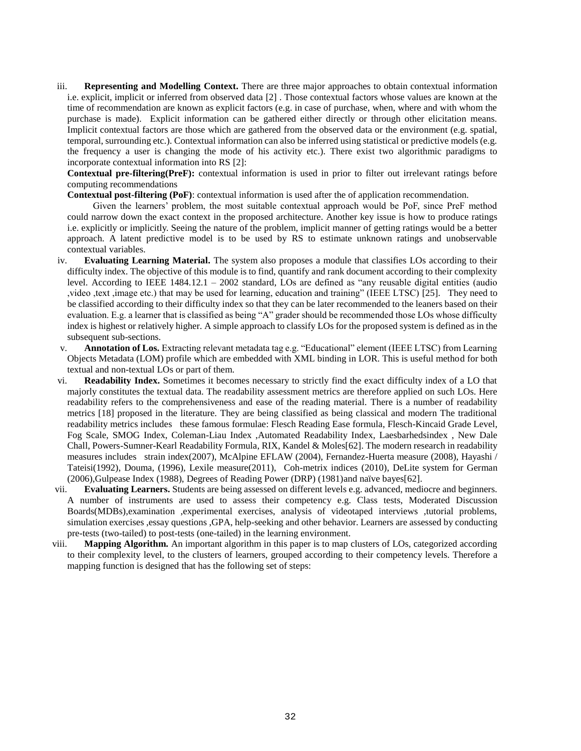iii. **Representing and Modelling Context.** There are three major approaches to obtain contextual information i.e. explicit, implicit or inferred from observed data [2] . Those contextual factors whose values are known at the time of recommendation are known as explicit factors (e.g. in case of purchase, when, where and with whom the purchase is made). Explicit information can be gathered either directly or through other elicitation means. Implicit contextual factors are those which are gathered from the observed data or the environment (e.g. spatial, temporal, surrounding etc.). Contextual information can also be inferred using statistical or predictive models (e.g. the frequency a user is changing the mode of his activity etc.). There exist two algorithmic paradigms to incorporate contextual information into RS [2]:

   **Contextual pre-filtering(PreF):** contextual information is used in prior to filter out irrelevant ratings before computing recommendations

   **Contextual post-filtering (PoF)**: contextual information is used after the of application recommendation.

   Given the learners' problem, the most suitable contextual approach would be PoF, since PreF method could narrow down the exact context in the proposed architecture. Another key issue is how to produce ratings i.e. explicitly or implicitly. Seeing the nature of the problem, implicit manner of getting ratings would be a better approach. A latent predictive model is to be used by RS to estimate unknown ratings and unobservable contextual variables.

iv. **Evaluating Learning Material.** The system also proposes a module that classifies LOs according to their difficulty index. The objective of this module is to find, quantify and rank document according to their complexity level. According to IEEE 1484.12.1 – 2002 standard, LOs are defined as "any reusable digital entities (audio ,video ,text ,image etc.) that may be used for learning, education and training" (IEEE LTSC) [25]. They need to be classified according to their difficulty index so that they can be later recommended to the leaners based on their evaluation. E.g. a learner that is classified as being "A" grader should be recommended those LOs whose difficulty index is highest or relatively higher. A simple approach to classify LOs for the proposed system is defined as in the subsequent sub-sections.

v. **Annotation of Los.** Extracting relevant metadata tag e.g. "Educational" element (IEEE LTSC) from Learning Objects Metadata (LOM) profile which are embedded with XML binding in LOR. This is useful method for both textual and non-textual LOs or part of them.

vi. **Readability Index.** Sometimes it becomes necessary to strictly find the exact difficulty index of a LO that majorly constitutes the textual data. The readability assessment metrics are therefore applied on such LOs. Here readability refers to the comprehensiveness and ease of the reading material. There is a number of readability metrics [18] proposed in the literature. They are being classified as being classical and modern The traditional readability metrics includes these famous formulae: Flesch Reading Ease formula, Flesch-Kincaid Grade Level, Fog Scale, SMOG Index, Coleman-Liau Index ,Automated Readability Index, Laesbarhedsindex , New Dale Chall, Powers-Sumner-Kearl Readability Formula, RIX, Kandel & Moles[62]. The modern research in readability measures includes strain index(2007), McAlpine EFLAW (2004), Fernandez-Huerta measure (2008), Hayashi / Tateisi(1992), Douma, (1996), Lexile measure(2011), Coh-metrix indices (2010), DeLite system for German (2006),Gulpease Index (1988), Degrees of Reading Power (DRP) (1981)and naïve bayes[62].

vii. **Evaluating Learners.** Students are being assessed on different levels e.g. advanced, mediocre and beginners. A number of instruments are used to assess their competency e.g. Class tests, Moderated Discussion Boards(MDBs),examination ,experimental exercises, analysis of videotaped interviews ,tutorial problems, simulation exercises ,essay questions ,GPA, help-seeking and other behavior. Learners are assessed by conducting pre-tests (two-tailed) to post-tests (one-tailed) in the learning environment.

viii. **Mapping Algorithm.** An important algorithm in this paper is to map clusters of LOs, categorized according to their complexity level, to the clusters of learners, grouped according to their competency levels. Therefore a mapping function is designed that has the following set of steps: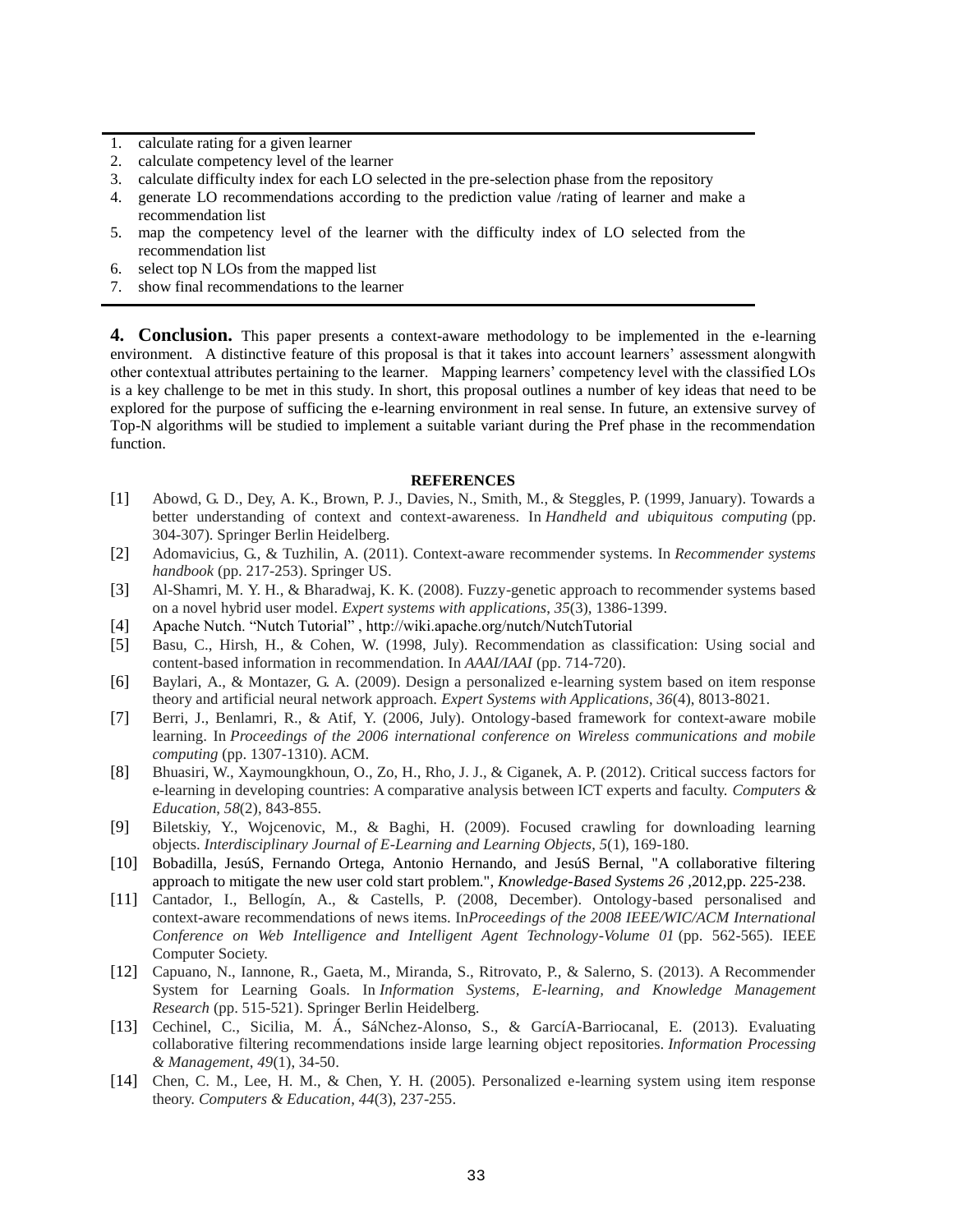1. calculate rating for a given learner
2. calculate competency level of the learner
3. calculate difficulty index for each LO selected in the pre-selection phase from the repository
4. generate LO recommendations according to the prediction value /rating of learner and make a recommendation list
5. map the competency level of the learner with the difficulty index of LO selected from the recommendation list
6. select top N LOs from the mapped list
7. show final recommendations to the learner

## 4. Conclusion.

This paper presents a context-aware methodology to be implemented in the e-learning environment. A distinctive feature of this proposal is that it takes into account learners' assessment alongwith other contextual attributes pertaining to the learner. Mapping learners' competency level with the classified LOs is a key challenge to be met in this study. In short, this proposal outlines a number of key ideas that need to be explored for the purpose of sufficing the e-learning environment in real sense. In future, an extensive survey of Top-N algorithms will be studied to implement a suitable variant during the Pref phase in the recommendation function.

### REFERENCES

[1] Abowd, G. D., Dey, A. K., Brown, P. J., Davies, N., Smith, M., & Steggles, P. (1999, January). Towards a better understanding of context and context-awareness. In *Handheld and ubiquitous computing* (pp. 304-307). Springer Berlin Heidelberg.

[2] Adomavicius, G., & Tuzhilin, A. (2011). Context-aware recommender systems. In *Recommender systems handbook* (pp. 217-253). Springer US.

[3] Al-Shamri, M. Y. H., & Bharadwaj, K. K. (2008). Fuzzy-genetic approach to recommender systems based on a novel hybrid user model. *Expert systems with applications*, *35*(3), 1386-1399.

[4] Apache Nutch. "Nutch Tutorial" , http://wiki.apache.org/nutch/NutchTutorial

[5] Basu, C., Hirsh, H., & Cohen, W. (1998, July). Recommendation as classification: Using social and content-based information in recommendation. In *AAAI/IAAI* (pp. 714-720).

[6] Baylari, A., & Montazer, G. A. (2009). Design a personalized e-learning system based on item response theory and artificial neural network approach. *Expert Systems with Applications*, *36*(4), 8013-8021.

[7] Berri, J., Benlamri, R., & Atif, Y. (2006, July). Ontology-based framework for context-aware mobile learning. In *Proceedings of the 2006 international conference on Wireless communications and mobile computing* (pp. 1307-1310). ACM.

[8] Bhuasiri, W., Xaymoungkhoun, O., Zo, H., Rho, J. J., & Ciganek, A. P. (2012). Critical success factors for e-learning in developing countries: A comparative analysis between ICT experts and faculty. *Computers & Education*, *58*(2), 843-855.

[9] Biletskiy, Y., Wojcenovic, M., & Baghi, H. (2009). Focused crawling for downloading learning objects. *Interdisciplinary Journal of E-Learning and Learning Objects*, *5*(1), 169-180.

[10] Bobadilla, JesúS, Fernando Ortega, Antonio Hernando, and JesúS Bernal, "A collaborative filtering approach to mitigate the new user cold start problem.", *Knowledge-Based Systems 26* ,2012,pp. 225-238.

[11] Cantador, I., Bellogín, A., & Castells, P. (2008, December). Ontology-based personalised and context-aware recommendations of news items. In*Proceedings of the 2008 IEEE/WIC/ACM International Conference on Web Intelligence and Intelligent Agent Technology-Volume 01* (pp. 562-565). IEEE Computer Society.

[12] Capuano, N., Iannone, R., Gaeta, M., Miranda, S., Ritrovato, P., & Salerno, S. (2013). A Recommender System for Learning Goals. In *Information Systems, E-learning, and Knowledge Management Research* (pp. 515-521). Springer Berlin Heidelberg.

[13] Cechinel, C., Sicilia, M. Á., SáNchez-Alonso, S., & GarcíA-Barriocanal, E. (2013). Evaluating collaborative filtering recommendations inside large learning object repositories. *Information Processing & Management*, *49*(1), 34-50.

[14] Chen, C. M., Lee, H. M., & Chen, Y. H. (2005). Personalized e-learning system using item response theory. *Computers & Education*, *44*(3), 237-255.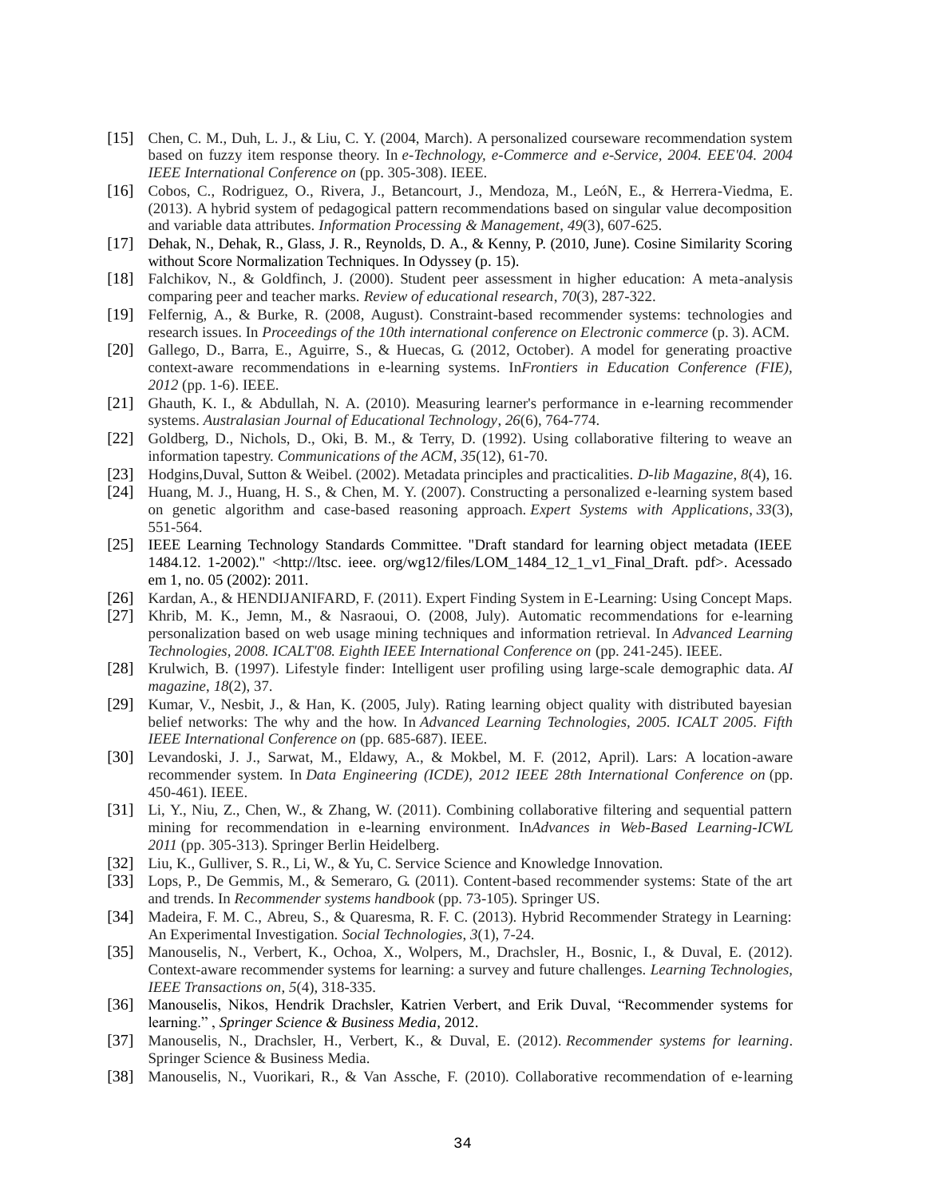[15] Chen, C. M., Duh, L. J., & Liu, C. Y. (2004, March). A personalized courseware recommendation system based on fuzzy item response theory. In *e-Technology, e-Commerce and e-Service, 2004. EEE'04. 2004 IEEE International Conference on* (pp. 305-308). IEEE.

[16] Cobos, C., Rodriguez, O., Rivera, J., Betancourt, J., Mendoza, M., LeóN, E., & Herrera-Viedma, E. (2013). A hybrid system of pedagogical pattern recommendations based on singular value decomposition and variable data attributes. *Information Processing & Management*, *49*(3), 607-625.

[17] Dehak, N., Dehak, R., Glass, J. R., Reynolds, D. A., & Kenny, P. (2010, June). Cosine Similarity Scoring without Score Normalization Techniques. In Odyssey (p. 15).

[18] Falchikov, N., & Goldfinch, J. (2000). Student peer assessment in higher education: A meta-analysis comparing peer and teacher marks. *Review of educational research*, *70*(3), 287-322.

[19] Felfernig, A., & Burke, R. (2008, August). Constraint-based recommender systems: technologies and research issues. In *Proceedings of the 10th international conference on Electronic commerce* (p. 3). ACM.

[20] Gallego, D., Barra, E., Aguirre, S., & Huecas, G. (2012, October). A model for generating proactive context-aware recommendations in e-learning systems. In*Frontiers in Education Conference (FIE), 2012* (pp. 1-6). IEEE.

[21] Ghauth, K. I., & Abdullah, N. A. (2010). Measuring learner's performance in e-learning recommender systems. *Australasian Journal of Educational Technology*, *26*(6), 764-774.

[22] Goldberg, D., Nichols, D., Oki, B. M., & Terry, D. (1992). Using collaborative filtering to weave an information tapestry. *Communications of the ACM*, *35*(12), 61-70.

[23] Hodgins,Duval, Sutton & Weibel. (2002). Metadata principles and practicalities. *D-lib Magazine, 8*(4), 16.

[24] Huang, M. J., Huang, H. S., & Chen, M. Y. (2007). Constructing a personalized e-learning system based on genetic algorithm and case-based reasoning approach. *Expert Systems with Applications*, *33*(3), 551-564.

[25] IEEE Learning Technology Standards Committee. "Draft standard for learning object metadata (IEEE 1484.12. 1-2002)." <http://ltsc. ieee. org/wg12/files/LOM_1484_12_1_v1_Final_Draft. pdf>. Acessado em 1, no. 05 (2002): 2011.

[26] Kardan, A., & HENDIJANIFARD, F. (2011). Expert Finding System in E-Learning: Using Concept Maps.

[27] Khrib, M. K., Jemn, M., & Nasraoui, O. (2008, July). Automatic recommendations for e-learning personalization based on web usage mining techniques and information retrieval. In *Advanced Learning Technologies, 2008. ICALT'08. Eighth IEEE International Conference on* (pp. 241-245). IEEE.

[28] Krulwich, B. (1997). Lifestyle finder: Intelligent user profiling using large-scale demographic data. *AI magazine*, *18*(2), 37.

[29] Kumar, V., Nesbit, J., & Han, K. (2005, July). Rating learning object quality with distributed bayesian belief networks: The why and the how. In *Advanced Learning Technologies, 2005. ICALT 2005. Fifth IEEE International Conference on* (pp. 685-687). IEEE.

[30] Levandoski, J. J., Sarwat, M., Eldawy, A., & Mokbel, M. F. (2012, April). Lars: A location-aware recommender system. In *Data Engineering (ICDE), 2012 IEEE 28th International Conference on* (pp. 450-461). IEEE.

[31] Li, Y., Niu, Z., Chen, W., & Zhang, W. (2011). Combining collaborative filtering and sequential pattern mining for recommendation in e-learning environment. In*Advances in Web-Based Learning-ICWL 2011* (pp. 305-313). Springer Berlin Heidelberg.

[32] Liu, K., Gulliver, S. R., Li, W., & Yu, C. Service Science and Knowledge Innovation.

[33] Lops, P., De Gemmis, M., & Semeraro, G. (2011). Content-based recommender systems: State of the art and trends. In *Recommender systems handbook* (pp. 73-105). Springer US.

[34] Madeira, F. M. C., Abreu, S., & Quaresma, R. F. C. (2013). Hybrid Recommender Strategy in Learning: An Experimental Investigation. *Social Technologies*, *3*(1), 7-24.

[35] Manouselis, N., Verbert, K., Ochoa, X., Wolpers, M., Drachsler, H., Bosnic, I., & Duval, E. (2012). Context-aware recommender systems for learning: a survey and future challenges. *Learning Technologies, IEEE Transactions on*, *5*(4), 318-335.

[36] Manouselis, Nikos, Hendrik Drachsler, Katrien Verbert, and Erik Duval, "Recommender systems for learning." , *Springer Science & Business Media*, 2012.

[37] Manouselis, N., Drachsler, H., Verbert, K., & Duval, E. (2012). *Recommender systems for learning*. Springer Science & Business Media.

[38] Manouselis, N., Vuorikari, R., & Van Assche, F. (2010). Collaborative recommendation of e-learning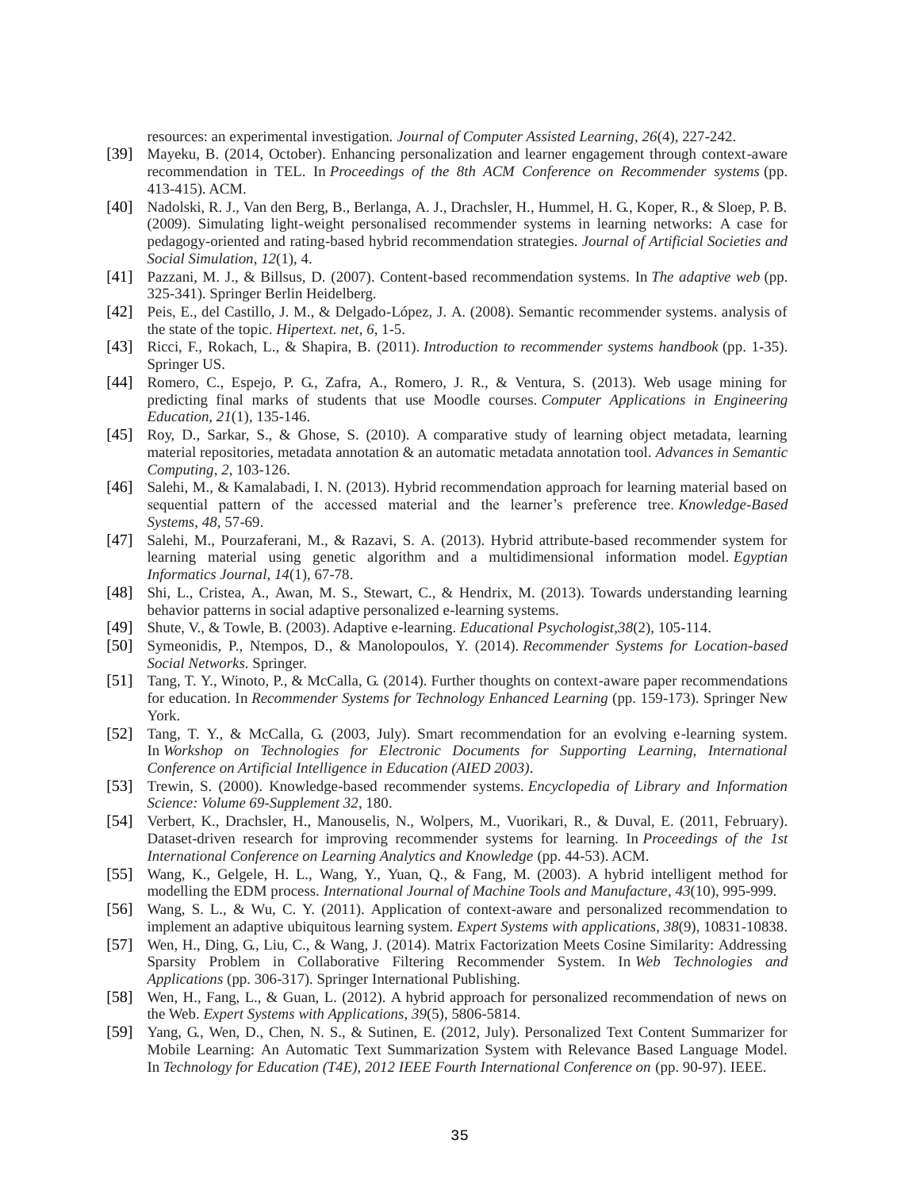resources: an experimental investigation. *Journal of Computer Assisted Learning*, *26*(4), 227-242.

[39] Mayeku, B. (2014, October). Enhancing personalization and learner engagement through context-aware recommendation in TEL. In *Proceedings of the 8th ACM Conference on Recommender systems* (pp. 413-415). ACM.

[40] Nadolski, R. J., Van den Berg, B., Berlanga, A. J., Drachsler, H., Hummel, H. G., Koper, R., & Sloep, P. B. (2009). Simulating light-weight personalised recommender systems in learning networks: A case for pedagogy-oriented and rating-based hybrid recommendation strategies. *Journal of Artificial Societies and Social Simulation*, *12*(1), 4.

[41] Pazzani, M. J., & Billsus, D. (2007). Content-based recommendation systems. In *The adaptive web* (pp. 325-341). Springer Berlin Heidelberg.

[42] Peis, E., del Castillo, J. M., & Delgado-López, J. A. (2008). Semantic recommender systems. analysis of the state of the topic. *Hipertext. net*, *6*, 1-5.

[43] Ricci, F., Rokach, L., & Shapira, B. (2011). *Introduction to recommender systems handbook* (pp. 1-35). Springer US.

[44] Romero, C., Espejo, P. G., Zafra, A., Romero, J. R., & Ventura, S. (2013). Web usage mining for predicting final marks of students that use Moodle courses. *Computer Applications in Engineering Education*, *21*(1), 135-146.

[45] Roy, D., Sarkar, S., & Ghose, S. (2010). A comparative study of learning object metadata, learning material repositories, metadata annotation & an automatic metadata annotation tool. *Advances in Semantic Computing*, *2*, 103-126.

[46] Salehi, M., & Kamalabadi, I. N. (2013). Hybrid recommendation approach for learning material based on sequential pattern of the accessed material and the learner's preference tree. *Knowledge-Based Systems*, *48*, 57-69.

[47] Salehi, M., Pourzaferani, M., & Razavi, S. A. (2013). Hybrid attribute-based recommender system for learning material using genetic algorithm and a multidimensional information model. *Egyptian Informatics Journal*, *14*(1), 67-78.

[48] Shi, L., Cristea, A., Awan, M. S., Stewart, C., & Hendrix, M. (2013). Towards understanding learning behavior patterns in social adaptive personalized e-learning systems.

[49] Shute, V., & Towle, B. (2003). Adaptive e-learning. *Educational Psychologist*,*38*(2), 105-114.

[50] Symeonidis, P., Ntempos, D., & Manolopoulos, Y. (2014). *Recommender Systems for Location-based Social Networks*. Springer.

[51] Tang, T. Y., Winoto, P., & McCalla, G. (2014). Further thoughts on context-aware paper recommendations for education. In *Recommender Systems for Technology Enhanced Learning* (pp. 159-173). Springer New York.

[52] Tang, T. Y., & McCalla, G. (2003, July). Smart recommendation for an evolving e-learning system. In *Workshop on Technologies for Electronic Documents for Supporting Learning, International Conference on Artificial Intelligence in Education (AIED 2003)*.

[53] Trewin, S. (2000). Knowledge-based recommender systems. *Encyclopedia of Library and Information Science: Volume 69-Supplement 32*, 180.

[54] Verbert, K., Drachsler, H., Manouselis, N., Wolpers, M., Vuorikari, R., & Duval, E. (2011, February). Dataset-driven research for improving recommender systems for learning. In *Proceedings of the 1st International Conference on Learning Analytics and Knowledge* (pp. 44-53). ACM.

[55] Wang, K., Gelgele, H. L., Wang, Y., Yuan, Q., & Fang, M. (2003). A hybrid intelligent method for modelling the EDM process. *International Journal of Machine Tools and Manufacture*, *43*(10), 995-999.

[56] Wang, S. L., & Wu, C. Y. (2011). Application of context-aware and personalized recommendation to implement an adaptive ubiquitous learning system. *Expert Systems with applications*, *38*(9), 10831-10838.

[57] Wen, H., Ding, G., Liu, C., & Wang, J. (2014). Matrix Factorization Meets Cosine Similarity: Addressing Sparsity Problem in Collaborative Filtering Recommender System. In *Web Technologies and Applications* (pp. 306-317). Springer International Publishing.

[58] Wen, H., Fang, L., & Guan, L. (2012). A hybrid approach for personalized recommendation of news on the Web. *Expert Systems with Applications*, *39*(5), 5806-5814.

[59] Yang, G., Wen, D., Chen, N. S., & Sutinen, E. (2012, July). Personalized Text Content Summarizer for Mobile Learning: An Automatic Text Summarization System with Relevance Based Language Model. In *Technology for Education (T4E), 2012 IEEE Fourth International Conference on* (pp. 90-97). IEEE.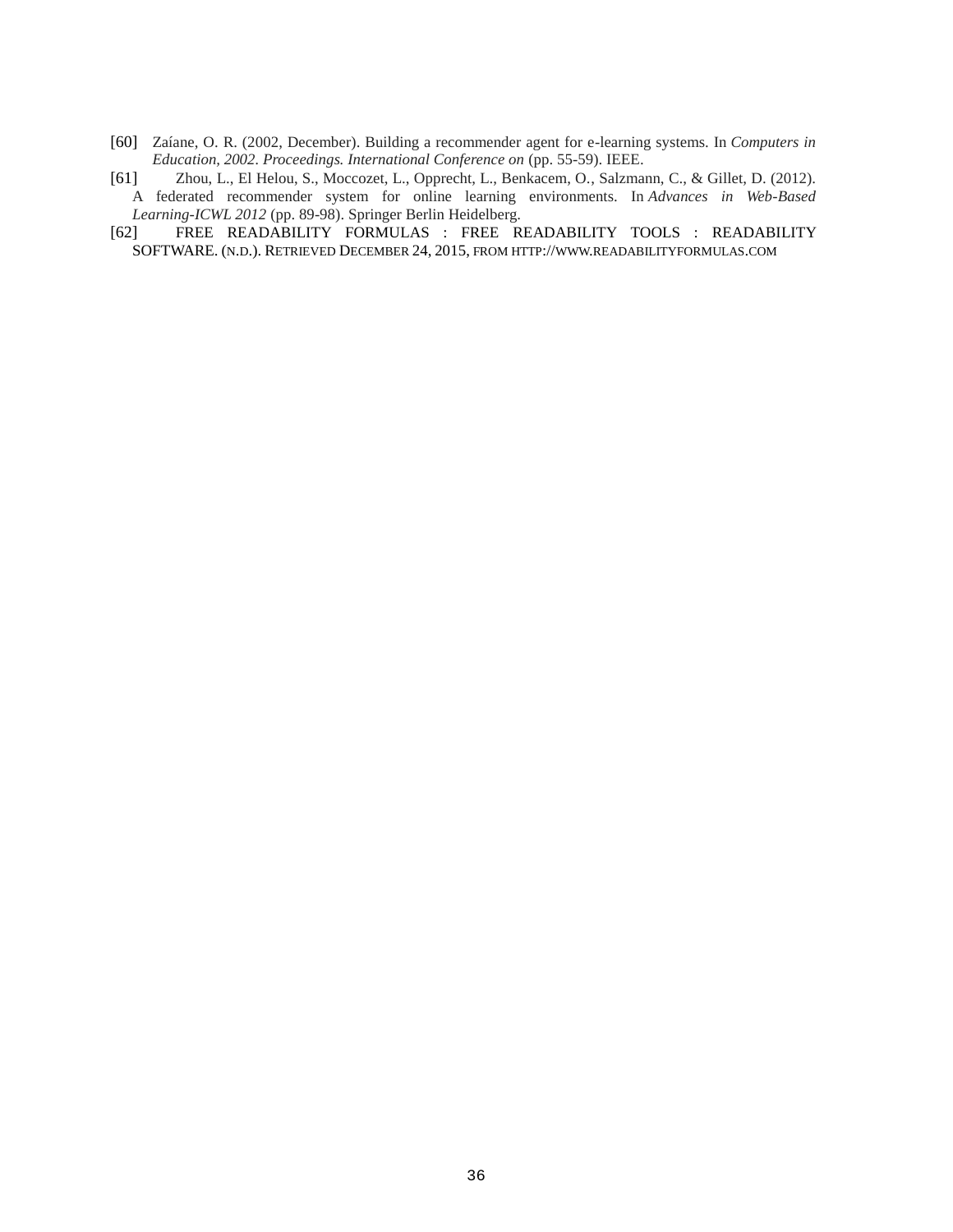[60] Zaíane, O. R. (2002, December). Building a recommender agent for e-learning systems. In *Computers in Education, 2002. Proceedings. International Conference on* (pp. 55-59). IEEE.

[61] Zhou, L., El Helou, S., Moccozet, L., Opprecht, L., Benkacem, O., Salzmann, C., & Gillet, D. (2012). A federated recommender system for online learning environments. In *Advances in Web-Based Learning-ICWL 2012* (pp. 89-98). Springer Berlin Heidelberg.

[62] FREE READABILITY FORMULAS : FREE READABILITY TOOLS : READABILITY SOFTWARE. (N.D.). RETRIEVED DECEMBER 24, 2015, FROM HTTP://WWW.READABILITYFORMULAS.COM